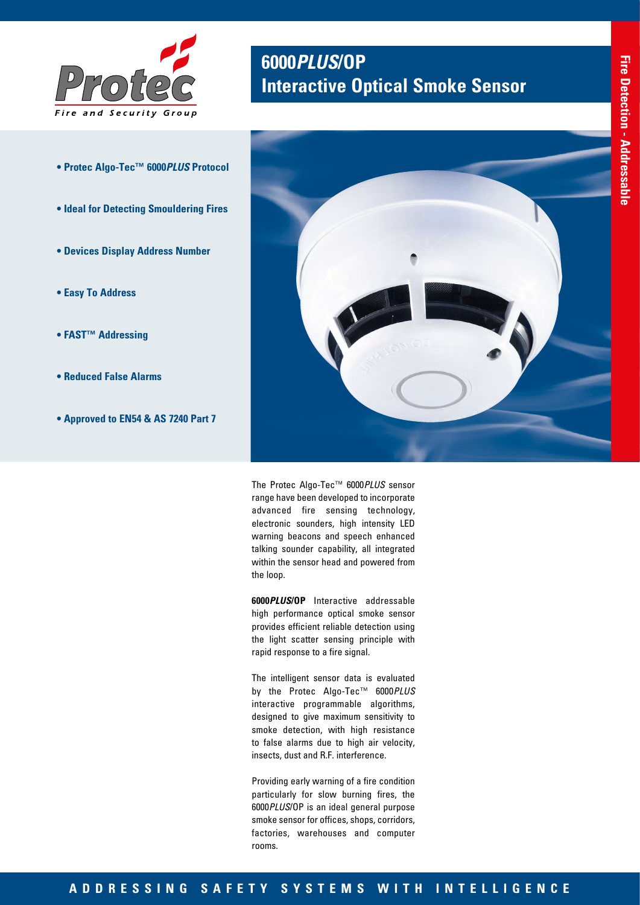Protec
Fire and Security Group

# 6000*PLUS*/OP Interactive Optical Smoke Sensor

Fire Detection - Addressable

- **Protec Algo-Tec™ 6000*PLUS* Protocol**
- **Ideal for Detecting Smouldering Fires**
- **Devices Display Address Number**
- **Easy To Address**
- **FAST™ Addressing**
- **Reduced False Alarms**
- **Approved to EN54 & AS 7240 Part 7**

The Protec Algo-Tec™ 6000*PLUS* sensor range have been developed to incorporate advanced fire sensing technology, electronic sounders, high intensity LED warning beacons and speech enhanced talking sounder capability, all integrated within the sensor head and powered from the loop.

**6000*PLUS*/OP** Interactive addressable high performance optical smoke sensor provides efficient reliable detection using the light scatter sensing principle with rapid response to a fire signal.

The intelligent sensor data is evaluated by the Protec Algo-Tec™ 6000*PLUS* interactive programmable algorithms, designed to give maximum sensitivity to smoke detection, with high resistance to false alarms due to high air velocity, insects, dust and R.F. interference.

Providing early warning of a fire condition particularly for slow burning fires, the 6000*PLUS*/OP is an ideal general purpose smoke sensor for offices, shops, corridors, factories, warehouses and computer rooms.

ADDRESSING SAFETY SYSTEMS WITH INTELLIGENCE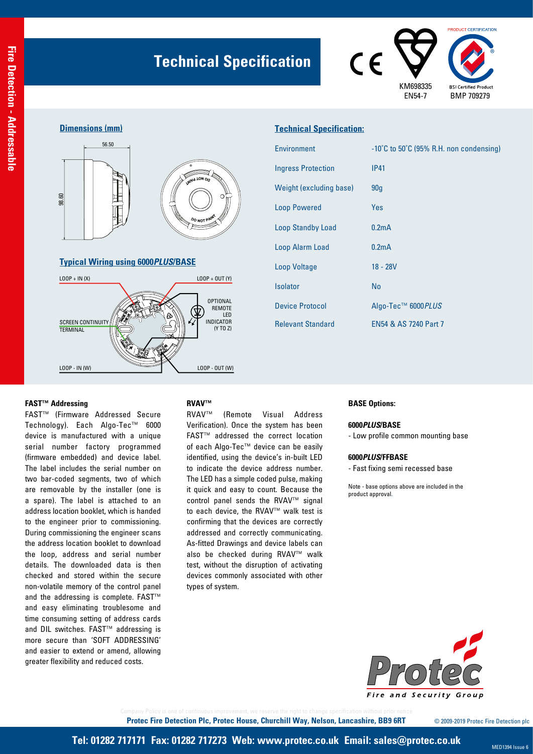# Technical Specification

KM698335
EN54-7

PRODUCT CERTIFICATION
BSI Certified Product
BMP 709279

## Dimensions (mm)

56.50

98.60

DO NOT PAINT

## Typical Wiring using 6000*PLUS*/BASE

LOOP + IN (X)

LOOP + OUT (Y)

OPTIONAL REMOTE LED INDICATOR (Y TO Z)

SCREEN CONTINUITY TERMINAL

LOOP - IN (W)

LOOP - OUT (W)

## Technical Specification:

| | |
|---|---|
| Environment | -10˚C to 50˚C (95% R.H. non condensing) |
| Ingress Protection | IP41 |
| Weight (excluding base) | 90g |
| Loop Powered | Yes |
| Loop Standby Load | 0.2mA |
| Loop Alarm Load | 0.2mA |
| Loop Voltage | 18 - 28V |
| Isolator | No |
| Device Protocol | Algo-Tec™ 6000*PLUS* |
| Relevant Standard | EN54 & AS 7240 Part 7 |

### FAST™ Addressing

FAST™ (Firmware Addressed Secure Technology). Each Algo-Tec™ 6000 device is manufactured with a unique serial number factory programmed (firmware embedded) and device label. The label includes the serial number on two bar-coded segments, two of which are removable by the installer (one is a spare). The label is attached to an address location booklet, which is handed to the engineer prior to commissioning. During commissioning the engineer scans the address location booklet to download the loop, address and serial number details. The downloaded data is then checked and stored within the secure non-volatile memory of the control panel and the addressing is complete. FAST™ and easy eliminating troublesome and time consuming setting of address cards and DIL switches. FAST™ addressing is more secure than 'SOFT ADDRESSING' and easier to extend or amend, allowing greater flexibility and reduced costs.

### RVAV™

RVAV™ (Remote Visual Address Verification). Once the system has been FAST™ addressed the correct location of each Algo-Tec™ device can be easily identified, using the device's in-built LED to indicate the device address number. The LED has a simple coded pulse, making it quick and easy to count. Because the control panel sends the RVAV™ signal to each device, the RVAV™ walk test is confirming that the devices are correctly addressed and correctly communicating. As-fitted Drawings and device labels can also be checked during RVAV™ walk test, without the disruption of activating devices commonly associated with other types of system.

### BASE Options:

**6000*PLUS*/BASE**

- Low profile common mounting base

**6000*PLUS*/FFBASE**

- Fast fixing semi recessed base

Note - base options above are included in the product approval.

Protec Fire and Security Group

Company Policy is one of continuous improvement, we reserve the right to change specification without prior notice

**Protec Fire Detection Plc, Protec House, Churchill Way, Nelson, Lancashire, BB9 6RT**

© 2009-2019 Protec Fire Detection plc

**Tel: 01282 717171 Fax: 01282 717273 Web: www.protec.co.uk Email: sales@protec.co.uk**

MED1394 Issue 6